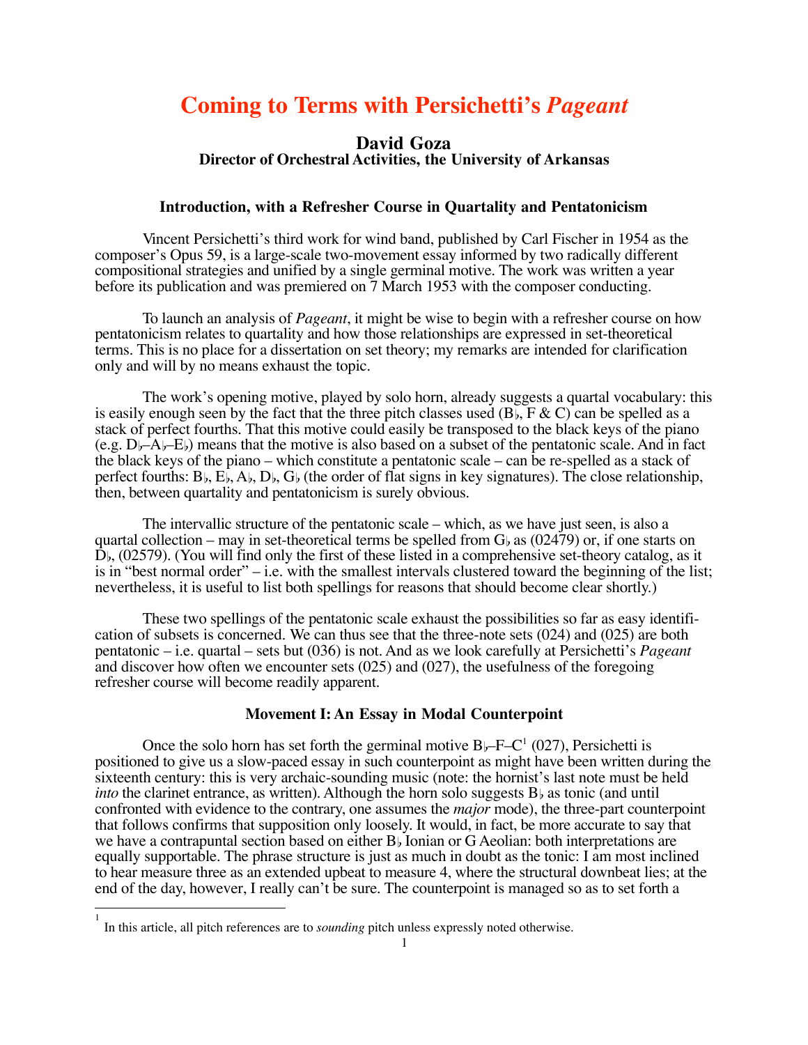# Coming to Terms with Persichetti's *Pageant*

## David Goza
### Director of Orchestral Activities, the University of Arkansas

### Introduction, with a Refresher Course in Quartality and Pentatonicism

Vincent Persichetti's third work for wind band, published by Carl Fischer in 1954 as the composer's Opus 59, is a large-scale two-movement essay informed by two radically different compositional strategies and unified by a single germinal motive. The work was written a year before its publication and was premiered on 7 March 1953 with the composer conducting.

To launch an analysis of *Pageant*, it might be wise to begin with a refresher course on how pentatonicism relates to quartality and how those relationships are expressed in set-theoretical terms. This is no place for a dissertation on set theory; my remarks are intended for clarification only and will by no means exhaust the topic.

The work's opening motive, played by solo horn, already suggests a quartal vocabulary: this is easily enough seen by the fact that the three pitch classes used (B♭, F & C) can be spelled as a stack of perfect fourths. That this motive could easily be transposed to the black keys of the piano (e.g. D♭–A♭–E♭) means that the motive is also based on a subset of the pentatonic scale. And in fact the black keys of the piano – which constitute a pentatonic scale – can be re-spelled as a stack of perfect fourths: B♭, E♭, A♭, D♭, G♭ (the order of flat signs in key signatures). The close relationship, then, between quartality and pentatonicism is surely obvious.

The intervallic structure of the pentatonic scale – which, as we have just seen, is also a quartal collection – may in set-theoretical terms be spelled from G♭ as (02479) or, if one starts on D♭, (02579). (You will find only the first of these listed in a comprehensive set-theory catalog, as it is in "best normal order" – i.e. with the smallest intervals clustered toward the beginning of the list; nevertheless, it is useful to list both spellings for reasons that should become clear shortly.)

These two spellings of the pentatonic scale exhaust the possibilities so far as easy identification of subsets is concerned. We can thus see that the three-note sets (024) and (025) are both pentatonic – i.e. quartal – sets but (036) is not. And as we look carefully at Persichetti's *Pageant* and discover how often we encounter sets (025) and (027), the usefulness of the foregoing refresher course will become readily apparent.

### Movement I: An Essay in Modal Counterpoint

Once the solo horn has set forth the germinal motive B♭–F–C[1] (027), Persichetti is positioned to give us a slow-paced essay in such counterpoint as might have been written during the sixteenth century: this is very archaic-sounding music (note: the hornist's last note must be held *into* the clarinet entrance, as written). Although the horn solo suggests B♭ as tonic (and until confronted with evidence to the contrary, one assumes the *major* mode), the three-part counterpoint that follows confirms that supposition only loosely. It would, in fact, be more accurate to say that we have a contrapuntal section based on either B♭ Ionian or G Aeolian: both interpretations are equally supportable. The phrase structure is just as much in doubt as the tonic: I am most inclined to hear measure three as an extended upbeat to measure 4, where the structural downbeat lies; at the end of the day, however, I really can't be sure. The counterpoint is managed so as to set forth a

[1] In this article, all pitch references are to *sounding* pitch unless expressly noted otherwise.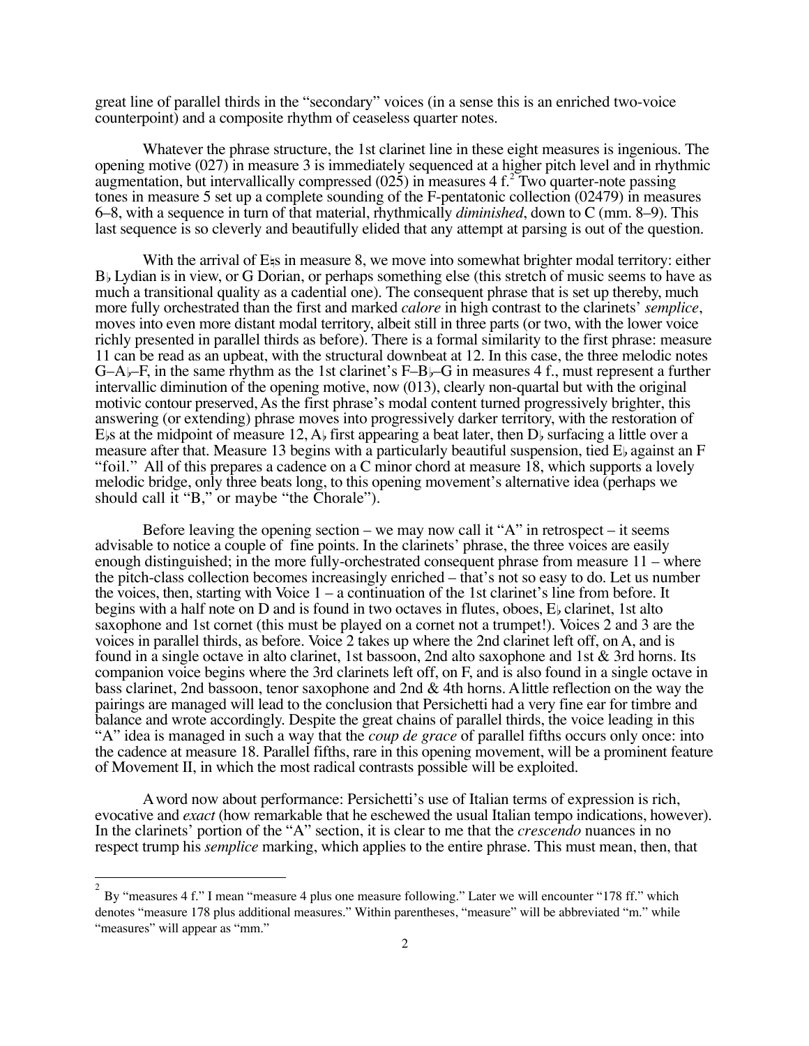great line of parallel thirds in the "secondary" voices (in a sense this is an enriched two-voice counterpoint) and a composite rhythm of ceaseless quarter notes.

Whatever the phrase structure, the 1st clarinet line in these eight measures is ingenious. The opening motive (027) in measure 3 is immediately sequenced at a higher pitch level and in rhythmic augmentation, but intervallically compressed (025) in measures 4 f.[2] Two quarter-note passing tones in measure 5 set up a complete sounding of the F-pentatonic collection (02479) in measures 6–8, with a sequence in turn of that material, rhythmically *diminished*, down to C (mm. 8–9). This last sequence is so cleverly and beautifully elided that any attempt at parsing is out of the question.

With the arrival of E♮s in measure 8, we move into somewhat brighter modal territory: either B♭ Lydian is in view, or G Dorian, or perhaps something else (this stretch of music seems to have as much a transitional quality as a cadential one). The consequent phrase that is set up thereby, much more fully orchestrated than the first and marked *calore* in high contrast to the clarinets' *semplice*, moves into even more distant modal territory, albeit still in three parts (or two, with the lower voice richly presented in parallel thirds as before). There is a formal similarity to the first phrase: measure 11 can be read as an upbeat, with the structural downbeat at 12. In this case, the three melodic notes G–A♭–F, in the same rhythm as the 1st clarinet's F–B♭–G in measures 4 f., must represent a further intervallic diminution of the opening motive, now (013), clearly non-quartal but with the original motivic contour preserved, As the first phrase's modal content turned progressively brighter, this answering (or extending) phrase moves into progressively darker territory, with the restoration of E♭s at the midpoint of measure 12, A♭ first appearing a beat later, then D♭ surfacing a little over a measure after that. Measure 13 begins with a particularly beautiful suspension, tied E♭ against an F "foil." All of this prepares a cadence on a C minor chord at measure 18, which supports a lovely melodic bridge, only three beats long, to this opening movement's alternative idea (perhaps we should call it "B," or maybe "the Chorale").

Before leaving the opening section – we may now call it "A" in retrospect – it seems advisable to notice a couple of fine points. In the clarinets' phrase, the three voices are easily enough distinguished; in the more fully-orchestrated consequent phrase from measure 11 – where the pitch-class collection becomes increasingly enriched – that's not so easy to do. Let us number the voices, then, starting with Voice 1 – a continuation of the 1st clarinet's line from before. It begins with a half note on D and is found in two octaves in flutes, oboes, E♭ clarinet, 1st alto saxophone and 1st cornet (this must be played on a cornet not a trumpet!). Voices 2 and 3 are the voices in parallel thirds, as before. Voice 2 takes up where the 2nd clarinet left off, on A, and is found in a single octave in alto clarinet, 1st bassoon, 2nd alto saxophone and 1st & 3rd horns. Its companion voice begins where the 3rd clarinets left off, on F, and is also found in a single octave in bass clarinet, 2nd bassoon, tenor saxophone and 2nd & 4th horns. A little reflection on the way the pairings are managed will lead to the conclusion that Persichetti had a very fine ear for timbre and balance and wrote accordingly. Despite the great chains of parallel thirds, the voice leading in this "A" idea is managed in such a way that the *coup de grace* of parallel fifths occurs only once: into the cadence at measure 18. Parallel fifths, rare in this opening movement, will be a prominent feature of Movement II, in which the most radical contrasts possible will be exploited.

A word now about performance: Persichetti's use of Italian terms of expression is rich, evocative and *exact* (how remarkable that he eschewed the usual Italian tempo indications, however). In the clarinets' portion of the "A" section, it is clear to me that the *crescendo* nuances in no respect trump his *semplice* marking, which applies to the entire phrase. This must mean, then, that

[2] By "measures 4 f." I mean "measure 4 plus one measure following." Later we will encounter "178 ff." which denotes "measure 178 plus additional measures." Within parentheses, "measure" will be abbreviated "m." while "measures" will appear as "mm."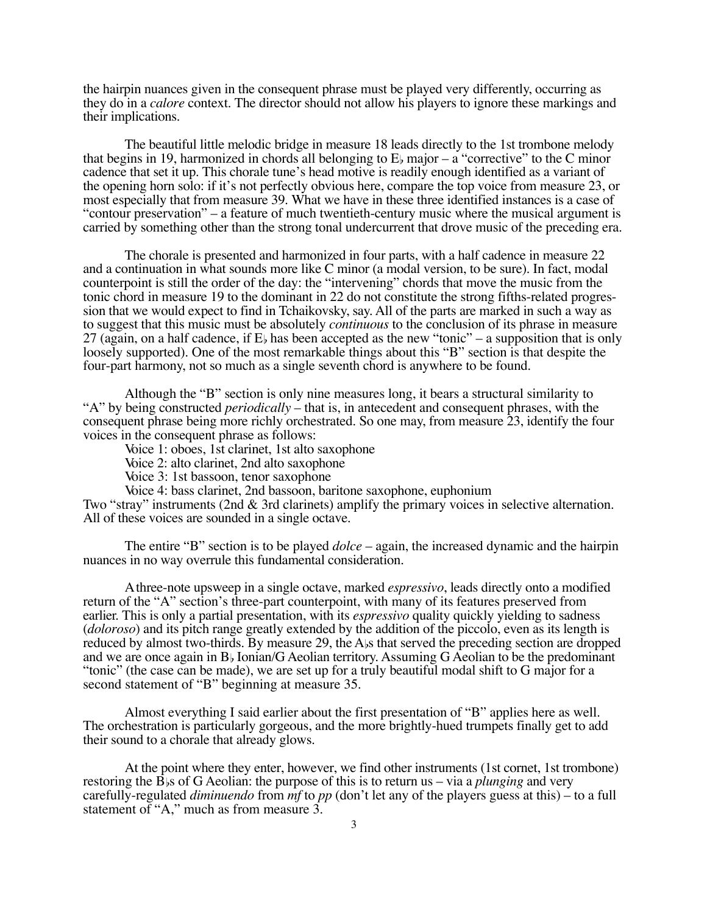the hairpin nuances given in the consequent phrase must be played very differently, occurring as they do in a *calore* context. The director should not allow his players to ignore these markings and their implications.

The beautiful little melodic bridge in measure 18 leads directly to the 1st trombone melody that begins in 19, harmonized in chords all belonging to E♭ major – a "corrective" to the C minor cadence that set it up. This chorale tune's head motive is readily enough identified as a variant of the opening horn solo: if it's not perfectly obvious here, compare the top voice from measure 23, or most especially that from measure 39. What we have in these three identified instances is a case of "contour preservation" – a feature of much twentieth-century music where the musical argument is carried by something other than the strong tonal undercurrent that drove music of the preceding era.

The chorale is presented and harmonized in four parts, with a half cadence in measure 22 and a continuation in what sounds more like C minor (a modal version, to be sure). In fact, modal counterpoint is still the order of the day: the "intervening" chords that move the music from the tonic chord in measure 19 to the dominant in 22 do not constitute the strong fifths-related progression that we would expect to find in Tchaikovsky, say. All of the parts are marked in such a way as to suggest that this music must be absolutely *continuous* to the conclusion of its phrase in measure 27 (again, on a half cadence, if E♭ has been accepted as the new "tonic" – a supposition that is only loosely supported). One of the most remarkable things about this "B" section is that despite the four-part harmony, not so much as a single seventh chord is anywhere to be found.

Although the "B" section is only nine measures long, it bears a structural similarity to "A" by being constructed *periodically* – that is, in antecedent and consequent phrases, with the consequent phrase being more richly orchestrated. So one may, from measure 23, identify the four voices in the consequent phrase as follows:

Voice 1: oboes, 1st clarinet, 1st alto saxophone
Voice 2: alto clarinet, 2nd alto saxophone
Voice 3: 1st bassoon, tenor saxophone
Voice 4: bass clarinet, 2nd bassoon, baritone saxophone, euphonium

Two "stray" instruments (2nd & 3rd clarinets) amplify the primary voices in selective alternation. All of these voices are sounded in a single octave.

The entire "B" section is to be played *dolce* – again, the increased dynamic and the hairpin nuances in no way overrule this fundamental consideration.

A three-note upsweep in a single octave, marked *espressivo*, leads directly onto a modified return of the "A" section's three-part counterpoint, with many of its features preserved from earlier. This is only a partial presentation, with its *espressivo* quality quickly yielding to sadness (*doloroso*) and its pitch range greatly extended by the addition of the piccolo, even as its length is reduced by almost two-thirds. By measure 29, the A♭s that served the preceding section are dropped and we are once again in B♭ Ionian/G Aeolian territory. Assuming G Aeolian to be the predominant "tonic" (the case can be made), we are set up for a truly beautiful modal shift to G major for a second statement of "B" beginning at measure 35.

Almost everything I said earlier about the first presentation of "B" applies here as well. The orchestration is particularly gorgeous, and the more brightly-hued trumpets finally get to add their sound to a chorale that already glows.

At the point where they enter, however, we find other instruments (1st cornet, 1st trombone) restoring the B♭s of G Aeolian: the purpose of this is to return us – via a *plunging* and very carefully-regulated *diminuendo* from *mf* to *pp* (don't let any of the players guess at this) – to a full statement of "A," much as from measure 3.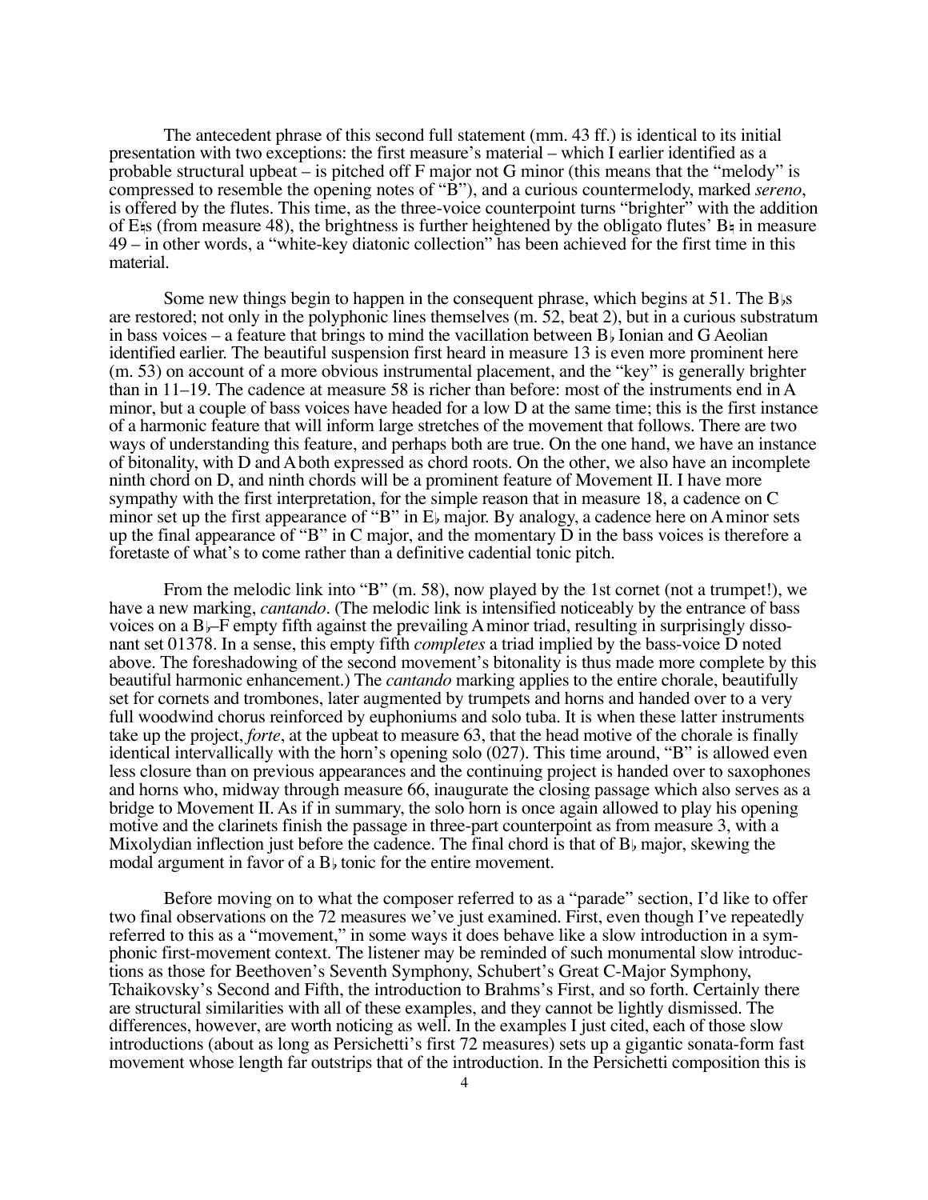The antecedent phrase of this second full statement (mm. 43 ff.) is identical to its initial presentation with two exceptions: the first measure's material – which I earlier identified as a probable structural upbeat – is pitched off F major not G minor (this means that the "melody" is compressed to resemble the opening notes of "B"), and a curious countermelody, marked *sereno*, is offered by the flutes. This time, as the three-voice counterpoint turns "brighter" with the addition of E♮s (from measure 48), the brightness is further heightened by the obligato flutes' B♮ in measure 49 – in other words, a "white-key diatonic collection" has been achieved for the first time in this material.

Some new things begin to happen in the consequent phrase, which begins at 51. The B♭s are restored; not only in the polyphonic lines themselves (m. 52, beat 2), but in a curious substratum in bass voices – a feature that brings to mind the vacillation between B♭ Ionian and G Aeolian identified earlier. The beautiful suspension first heard in measure 13 is even more prominent here (m. 53) on account of a more obvious instrumental placement, and the "key" is generally brighter than in 11–19. The cadence at measure 58 is richer than before: most of the instruments end in A minor, but a couple of bass voices have headed for a low D at the same time; this is the first instance of a harmonic feature that will inform large stretches of the movement that follows. There are two ways of understanding this feature, and perhaps both are true. On the one hand, we have an instance of bitonality, with D and A both expressed as chord roots. On the other, we also have an incomplete ninth chord on D, and ninth chords will be a prominent feature of Movement II. I have more sympathy with the first interpretation, for the simple reason that in measure 18, a cadence on C minor set up the first appearance of "B" in E♭ major. By analogy, a cadence here on A minor sets up the final appearance of "B" in C major, and the momentary D in the bass voices is therefore a foretaste of what's to come rather than a definitive cadential tonic pitch.

From the melodic link into "B" (m. 58), now played by the 1st cornet (not a trumpet!), we have a new marking, *cantando*. (The melodic link is intensified noticeably by the entrance of bass voices on a B♭–F empty fifth against the prevailing A minor triad, resulting in surprisingly dissonant set 01378. In a sense, this empty fifth *completes* a triad implied by the bass-voice D noted above. The foreshadowing of the second movement's bitonality is thus made more complete by this beautiful harmonic enhancement.) The *cantando* marking applies to the entire chorale, beautifully set for cornets and trombones, later augmented by trumpets and horns and handed over to a very full woodwind chorus reinforced by euphoniums and solo tuba. It is when these latter instruments take up the project, *forte*, at the upbeat to measure 63, that the head motive of the chorale is finally identical intervallically with the horn's opening solo (027). This time around, "B" is allowed even less closure than on previous appearances and the continuing project is handed over to saxophones and horns who, midway through measure 66, inaugurate the closing passage which also serves as a bridge to Movement II. As if in summary, the solo horn is once again allowed to play his opening motive and the clarinets finish the passage in three-part counterpoint as from measure 3, with a Mixolydian inflection just before the cadence. The final chord is that of B♭ major, skewing the modal argument in favor of a B♭ tonic for the entire movement.

Before moving on to what the composer referred to as a "parade" section, I'd like to offer two final observations on the 72 measures we've just examined. First, even though I've repeatedly referred to this as a "movement," in some ways it does behave like a slow introduction in a symphonic first-movement context. The listener may be reminded of such monumental slow introductions as those for Beethoven's Seventh Symphony, Schubert's Great C-Major Symphony, Tchaikovsky's Second and Fifth, the introduction to Brahms's First, and so forth. Certainly there are structural similarities with all of these examples, and they cannot be lightly dismissed. The differences, however, are worth noticing as well. In the examples I just cited, each of those slow introductions (about as long as Persichetti's first 72 measures) sets up a gigantic sonata-form fast movement whose length far outstrips that of the introduction. In the Persichetti composition this is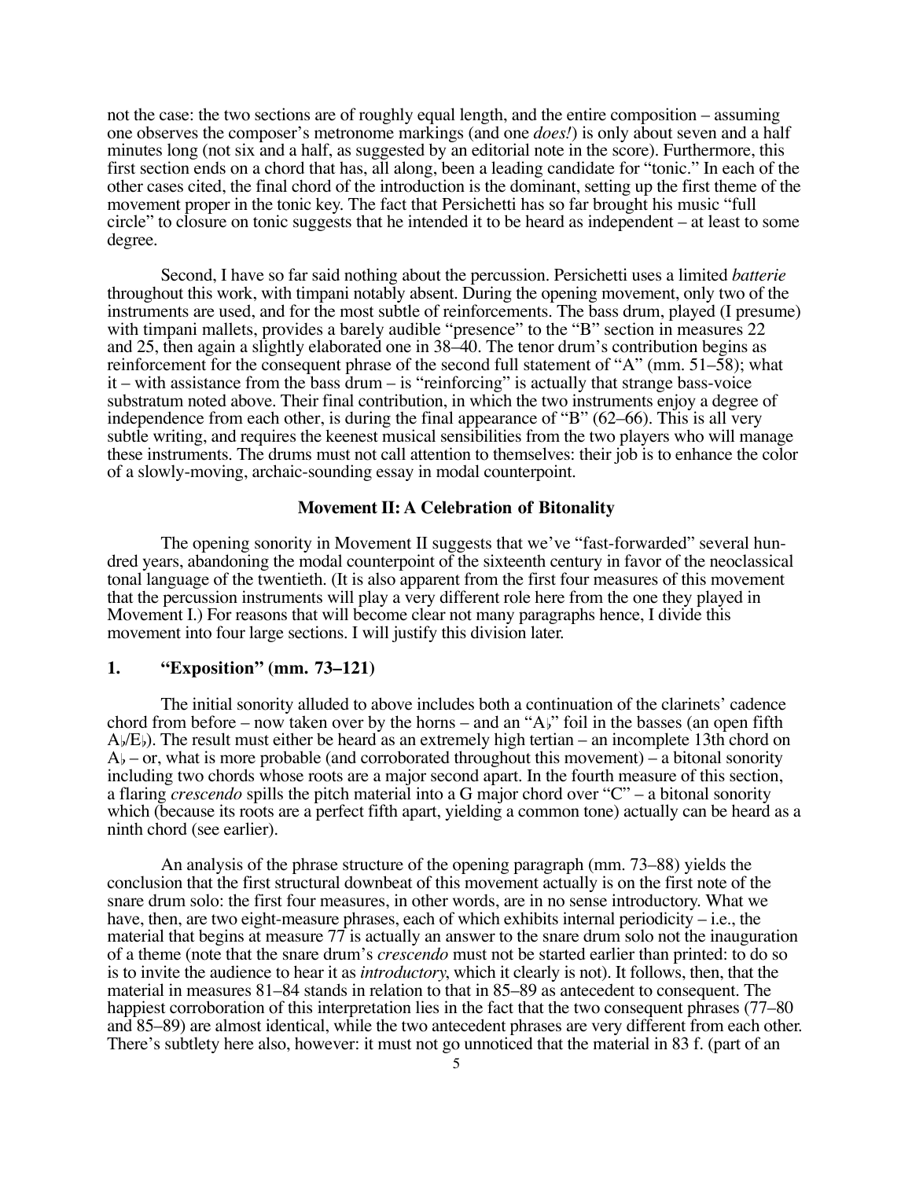not the case: the two sections are of roughly equal length, and the entire composition – assuming one observes the composer's metronome markings (and one *does!*) is only about seven and a half minutes long (not six and a half, as suggested by an editorial note in the score). Furthermore, this first section ends on a chord that has, all along, been a leading candidate for "tonic." In each of the other cases cited, the final chord of the introduction is the dominant, setting up the first theme of the movement proper in the tonic key. The fact that Persichetti has so far brought his music "full circle" to closure on tonic suggests that he intended it to be heard as independent – at least to some degree.

Second, I have so far said nothing about the percussion. Persichetti uses a limited *batterie* throughout this work, with timpani notably absent. During the opening movement, only two of the instruments are used, and for the most subtle of reinforcements. The bass drum, played (I presume) with timpani mallets, provides a barely audible "presence" to the "B" section in measures 22 and 25, then again a slightly elaborated one in 38–40. The tenor drum's contribution begins as reinforcement for the consequent phrase of the second full statement of "A" (mm. 51–58); what it – with assistance from the bass drum – is "reinforcing" is actually that strange bass-voice substratum noted above. Their final contribution, in which the two instruments enjoy a degree of independence from each other, is during the final appearance of "B" (62–66). This is all very subtle writing, and requires the keenest musical sensibilities from the two players who will manage these instruments. The drums must not call attention to themselves: their job is to enhance the color of a slowly-moving, archaic-sounding essay in modal counterpoint.

## Movement II: A Celebration of Bitonality

The opening sonority in Movement II suggests that we've "fast-forwarded" several hundred years, abandoning the modal counterpoint of the sixteenth century in favor of the neoclassical tonal language of the twentieth. (It is also apparent from the first four measures of this movement that the percussion instruments will play a very different role here from the one they played in Movement I.) For reasons that will become clear not many paragraphs hence, I divide this movement into four large sections. I will justify this division later.

### 1. "Exposition" (mm. 73–121)

The initial sonority alluded to above includes both a continuation of the clarinets' cadence chord from before – now taken over by the horns – and an "A♭" foil in the basses (an open fifth A♭/E♭). The result must either be heard as an extremely high tertian – an incomplete 13th chord on A♭ – or, what is more probable (and corroborated throughout this movement) – a bitonal sonority including two chords whose roots are a major second apart. In the fourth measure of this section, a flaring *crescendo* spills the pitch material into a G major chord over "C" – a bitonal sonority which (because its roots are a perfect fifth apart, yielding a common tone) actually can be heard as a ninth chord (see earlier).

An analysis of the phrase structure of the opening paragraph (mm. 73–88) yields the conclusion that the first structural downbeat of this movement actually is on the first note of the snare drum solo: the first four measures, in other words, are in no sense introductory. What we have, then, are two eight-measure phrases, each of which exhibits internal periodicity – i.e., the material that begins at measure 77 is actually an answer to the snare drum solo not the inauguration of a theme (note that the snare drum's *crescendo* must not be started earlier than printed: to do so is to invite the audience to hear it as *introductory*, which it clearly is not). It follows, then, that the material in measures 81–84 stands in relation to that in 85–89 as antecedent to consequent. The happiest corroboration of this interpretation lies in the fact that the two consequent phrases (77–80 and 85–89) are almost identical, while the two antecedent phrases are very different from each other. There's subtlety here also, however: it must not go unnoticed that the material in 83 f. (part of an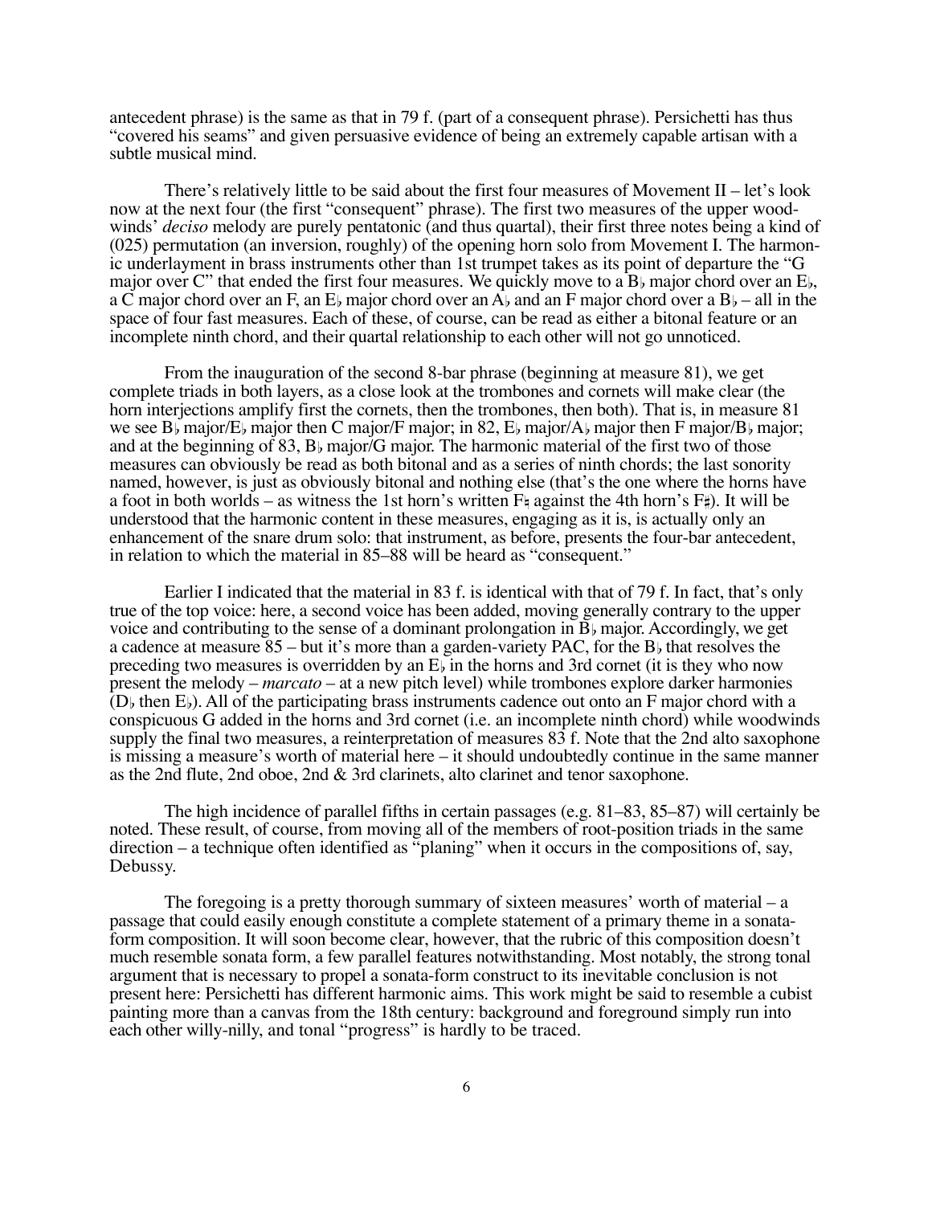antecedent phrase) is the same as that in 79 f. (part of a consequent phrase). Persichetti has thus "covered his seams" and given persuasive evidence of being an extremely capable artisan with a subtle musical mind.

There's relatively little to be said about the first four measures of Movement II – let's look now at the next four (the first "consequent" phrase). The first two measures of the upper woodwinds' *deciso* melody are purely pentatonic (and thus quartal), their first three notes being a kind of (025) permutation (an inversion, roughly) of the opening horn solo from Movement I. The harmonic underlayment in brass instruments other than 1st trumpet takes as its point of departure the "G major over C" that ended the first four measures. We quickly move to a B♭ major chord over an E♭, a C major chord over an F, an E♭ major chord over an A♭ and an F major chord over a B♭ – all in the space of four fast measures. Each of these, of course, can be read as either a bitonal feature or an incomplete ninth chord, and their quartal relationship to each other will not go unnoticed.

From the inauguration of the second 8-bar phrase (beginning at measure 81), we get complete triads in both layers, as a close look at the trombones and cornets will make clear (the horn interjections amplify first the cornets, then the trombones, then both). That is, in measure 81 we see B♭ major/E♭ major then C major/F major; in 82, E♭ major/A♭ major then F major/B♭ major; and at the beginning of 83, B♭ major/G major. The harmonic material of the first two of those measures can obviously be read as both bitonal and as a series of ninth chords; the last sonority named, however, is just as obviously bitonal and nothing else (that's the one where the horns have a foot in both worlds – as witness the 1st horn's written F♮ against the 4th horn's F♯). It will be understood that the harmonic content in these measures, engaging as it is, is actually only an enhancement of the snare drum solo: that instrument, as before, presents the four-bar antecedent, in relation to which the material in 85–88 will be heard as "consequent."

Earlier I indicated that the material in 83 f. is identical with that of 79 f. In fact, that's only true of the top voice: here, a second voice has been added, moving generally contrary to the upper voice and contributing to the sense of a dominant prolongation in B♭ major. Accordingly, we get a cadence at measure 85 – but it's more than a garden-variety PAC, for the B♭ that resolves the preceding two measures is overridden by an E♭ in the horns and 3rd cornet (it is they who now present the melody – *marcato* – at a new pitch level) while trombones explore darker harmonies (D♭ then E♭). All of the participating brass instruments cadence out onto an F major chord with a conspicuous G added in the horns and 3rd cornet (i.e. an incomplete ninth chord) while woodwinds supply the final two measures, a reinterpretation of measures 83 f. Note that the 2nd alto saxophone is missing a measure's worth of material here – it should undoubtedly continue in the same manner as the 2nd flute, 2nd oboe, 2nd & 3rd clarinets, alto clarinet and tenor saxophone.

The high incidence of parallel fifths in certain passages (e.g. 81–83, 85–87) will certainly be noted. These result, of course, from moving all of the members of root-position triads in the same direction – a technique often identified as "planing" when it occurs in the compositions of, say, Debussy.

The foregoing is a pretty thorough summary of sixteen measures' worth of material – a passage that could easily enough constitute a complete statement of a primary theme in a sonata-form composition. It will soon become clear, however, that the rubric of this composition doesn't much resemble sonata form, a few parallel features notwithstanding. Most notably, the strong tonal argument that is necessary to propel a sonata-form construct to its inevitable conclusion is not present here: Persichetti has different harmonic aims. This work might be said to resemble a cubist painting more than a canvas from the 18th century: background and foreground simply run into each other willy-nilly, and tonal "progress" is hardly to be traced.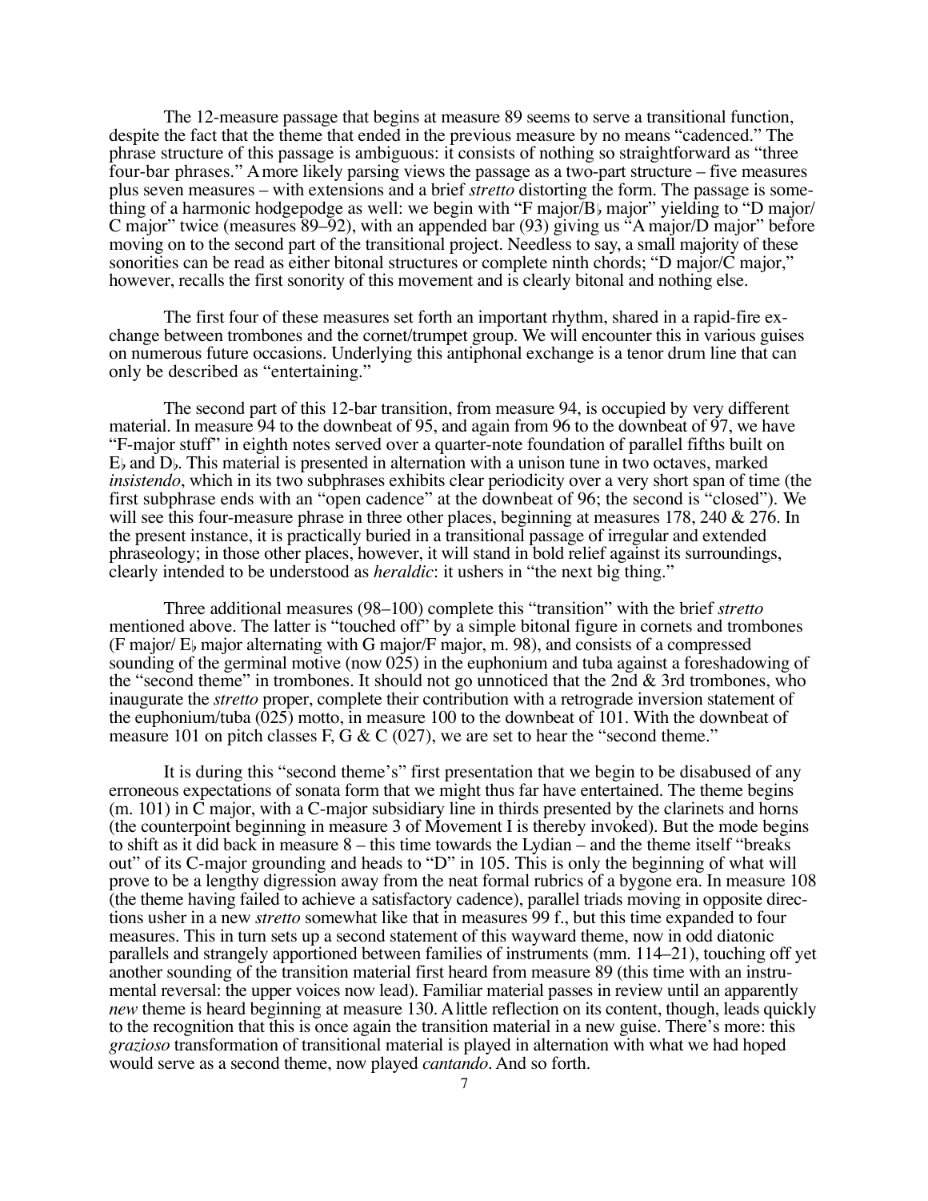The 12-measure passage that begins at measure 89 seems to serve a transitional function, despite the fact that the theme that ended in the previous measure by no means "cadenced." The phrase structure of this passage is ambiguous: it consists of nothing so straightforward as "three four-bar phrases." A more likely parsing views the passage as a two-part structure – five measures plus seven measures – with extensions and a brief *stretto* distorting the form. The passage is something of a harmonic hodgepodge as well: we begin with "F major/B♭ major" yielding to "D major/C major" twice (measures 89–92), with an appended bar (93) giving us "A major/D major" before moving on to the second part of the transitional project. Needless to say, a small majority of these sonorities can be read as either bitonal structures or complete ninth chords; "D major/C major," however, recalls the first sonority of this movement and is clearly bitonal and nothing else.

The first four of these measures set forth an important rhythm, shared in a rapid-fire exchange between trombones and the cornet/trumpet group. We will encounter this in various guises on numerous future occasions. Underlying this antiphonal exchange is a tenor drum line that can only be described as "entertaining."

The second part of this 12-bar transition, from measure 94, is occupied by very different material. In measure 94 to the downbeat of 95, and again from 96 to the downbeat of 97, we have "F-major stuff" in eighth notes served over a quarter-note foundation of parallel fifths built on E♭ and D♭. This material is presented in alternation with a unison tune in two octaves, marked *insistendo*, which in its two subphrases exhibits clear periodicity over a very short span of time (the first subphrase ends with an "open cadence" at the downbeat of 96; the second is "closed"). We will see this four-measure phrase in three other places, beginning at measures 178, 240 & 276. In the present instance, it is practically buried in a transitional passage of irregular and extended phraseology; in those other places, however, it will stand in bold relief against its surroundings, clearly intended to be understood as *heraldic*: it ushers in "the next big thing."

Three additional measures (98–100) complete this "transition" with the brief *stretto* mentioned above. The latter is "touched off" by a simple bitonal figure in cornets and trombones (F major/ E♭ major alternating with G major/F major, m. 98), and consists of a compressed sounding of the germinal motive (now 025) in the euphonium and tuba against a foreshadowing of the "second theme" in trombones. It should not go unnoticed that the 2nd & 3rd trombones, who inaugurate the *stretto* proper, complete their contribution with a retrograde inversion statement of the euphonium/tuba (025) motto, in measure 100 to the downbeat of 101. With the downbeat of measure 101 on pitch classes F, G & C (027), we are set to hear the "second theme."

It is during this "second theme's" first presentation that we begin to be disabused of any erroneous expectations of sonata form that we might thus far have entertained. The theme begins (m. 101) in C major, with a C-major subsidiary line in thirds presented by the clarinets and horns (the counterpoint beginning in measure 3 of Movement I is thereby invoked). But the mode begins to shift as it did back in measure 8 – this time towards the Lydian – and the theme itself "breaks out" of its C-major grounding and heads to "D" in 105. This is only the beginning of what will prove to be a lengthy digression away from the neat formal rubrics of a bygone era. In measure 108 (the theme having failed to achieve a satisfactory cadence), parallel triads moving in opposite directions usher in a new *stretto* somewhat like that in measures 99 f., but this time expanded to four measures. This in turn sets up a second statement of this wayward theme, now in odd diatonic parallels and strangely apportioned between families of instruments (mm. 114–21), touching off yet another sounding of the transition material first heard from measure 89 (this time with an instrumental reversal: the upper voices now lead). Familiar material passes in review until an apparently *new* theme is heard beginning at measure 130. A little reflection on its content, though, leads quickly to the recognition that this is once again the transition material in a new guise. There's more: this *grazioso* transformation of transitional material is played in alternation with what we had hoped would serve as a second theme, now played *cantando*. And so forth.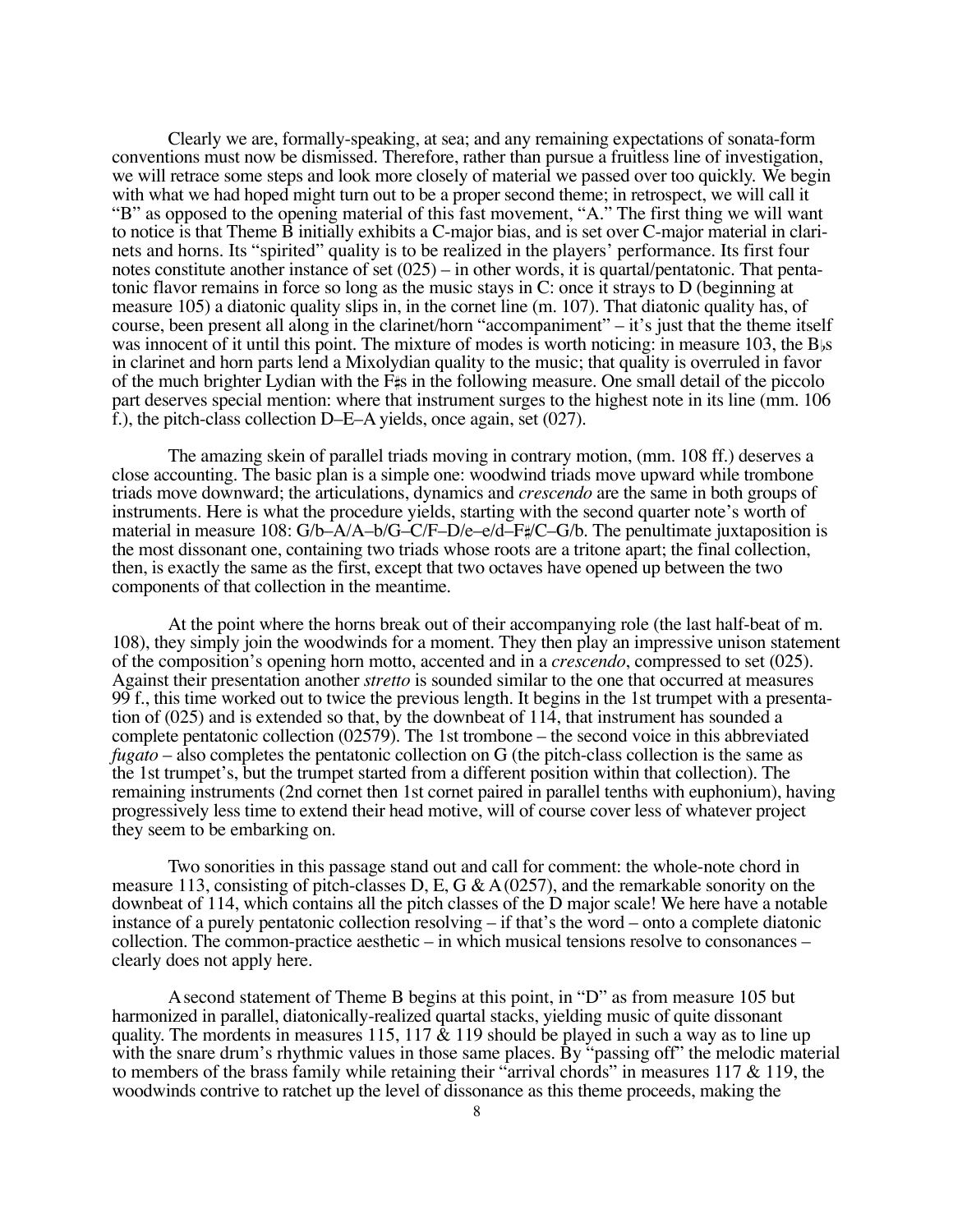Clearly we are, formally-speaking, at sea; and any remaining expectations of sonata-form conventions must now be dismissed. Therefore, rather than pursue a fruitless line of investigation, we will retrace some steps and look more closely of material we passed over too quickly. We begin with what we had hoped might turn out to be a proper second theme; in retrospect, we will call it "B" as opposed to the opening material of this fast movement, "A." The first thing we will want to notice is that Theme B initially exhibits a C-major bias, and is set over C-major material in clarinets and horns. Its "spirited" quality is to be realized in the players' performance. Its first four notes constitute another instance of set (025) – in other words, it is quartal/pentatonic. That pentatonic flavor remains in force so long as the music stays in C: once it strays to D (beginning at measure 105) a diatonic quality slips in, in the cornet line (m. 107). That diatonic quality has, of course, been present all along in the clarinet/horn "accompaniment" – it's just that the theme itself was innocent of it until this point. The mixture of modes is worth noticing: in measure 103, the B♭s in clarinet and horn parts lend a Mixolydian quality to the music; that quality is overruled in favor of the much brighter Lydian with the F♯s in the following measure. One small detail of the piccolo part deserves special mention: where that instrument surges to the highest note in its line (mm. 106 f.), the pitch-class collection D–E–A yields, once again, set (027).

The amazing skein of parallel triads moving in contrary motion, (mm. 108 ff.) deserves a close accounting. The basic plan is a simple one: woodwind triads move upward while trombone triads move downward; the articulations, dynamics and *crescendo* are the same in both groups of instruments. Here is what the procedure yields, starting with the second quarter note's worth of material in measure 108: G/b–A/A–b/G–C/F–D/e–e/d–F♯/C–G/b. The penultimate juxtaposition is the most dissonant one, containing two triads whose roots are a tritone apart; the final collection, then, is exactly the same as the first, except that two octaves have opened up between the two components of that collection in the meantime.

At the point where the horns break out of their accompanying role (the last half-beat of m. 108), they simply join the woodwinds for a moment. They then play an impressive unison statement of the composition's opening horn motto, accented and in a *crescendo*, compressed to set (025). Against their presentation another *stretto* is sounded similar to the one that occurred at measures 99 f., this time worked out to twice the previous length. It begins in the 1st trumpet with a presentation of (025) and is extended so that, by the downbeat of 114, that instrument has sounded a complete pentatonic collection (02579). The 1st trombone – the second voice in this abbreviated *fugato* – also completes the pentatonic collection on G (the pitch-class collection is the same as the 1st trumpet's, but the trumpet started from a different position within that collection). The remaining instruments (2nd cornet then 1st cornet paired in parallel tenths with euphonium), having progressively less time to extend their head motive, will of course cover less of whatever project they seem to be embarking on.

Two sonorities in this passage stand out and call for comment: the whole-note chord in measure 113, consisting of pitch-classes D, E, G & A (0257), and the remarkable sonority on the downbeat of 114, which contains all the pitch classes of the D major scale! We here have a notable instance of a purely pentatonic collection resolving – if that's the word – onto a complete diatonic collection. The common-practice aesthetic – in which musical tensions resolve to consonances – clearly does not apply here.

A second statement of Theme B begins at this point, in "D" as from measure 105 but harmonized in parallel, diatonically-realized quartal stacks, yielding music of quite dissonant quality. The mordents in measures 115, 117 & 119 should be played in such a way as to line up with the snare drum's rhythmic values in those same places. By "passing off" the melodic material to members of the brass family while retaining their "arrival chords" in measures 117 & 119, the woodwinds contrive to ratchet up the level of dissonance as this theme proceeds, making the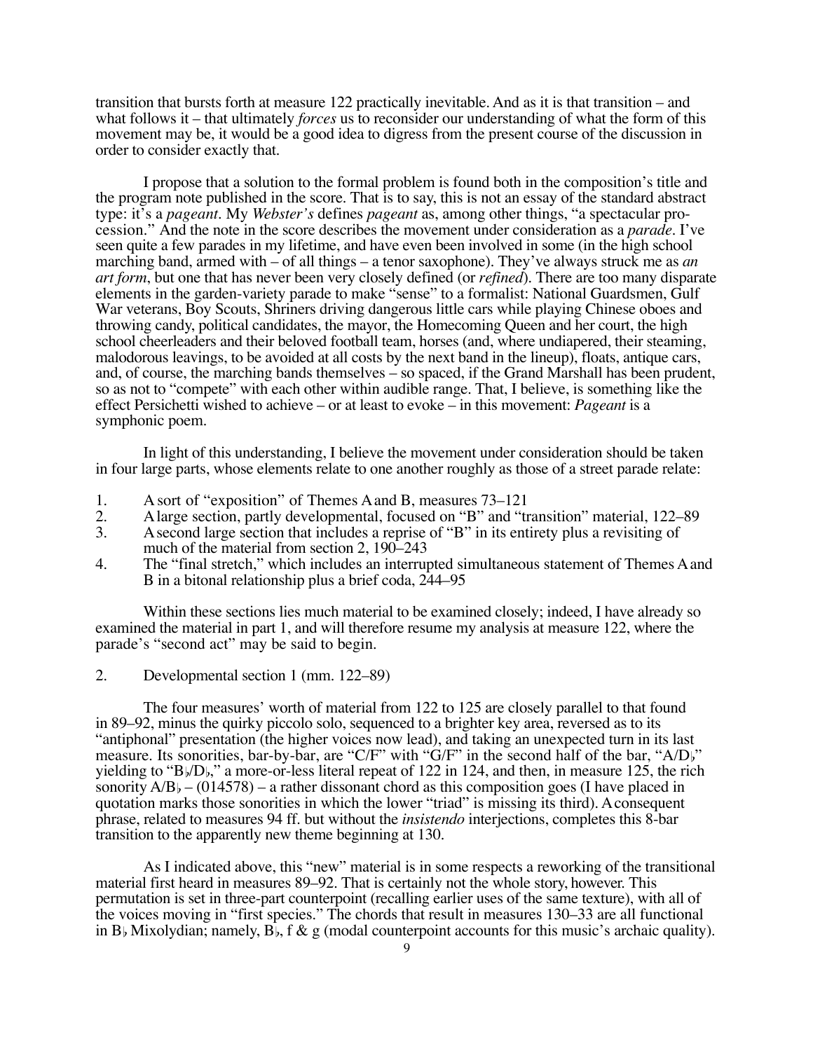transition that bursts forth at measure 122 practically inevitable. And as it is that transition – and what follows it – that ultimately *forces* us to reconsider our understanding of what the form of this movement may be, it would be a good idea to digress from the present course of the discussion in order to consider exactly that.

I propose that a solution to the formal problem is found both in the composition's title and the program note published in the score. That is to say, this is not an essay of the standard abstract type: it's a *pageant*. My *Webster's* defines *pageant* as, among other things, "a spectacular procession." And the note in the score describes the movement under consideration as a *parade*. I've seen quite a few parades in my lifetime, and have even been involved in some (in the high school marching band, armed with – of all things – a tenor saxophone). They've always struck me as *an art form*, but one that has never been very closely defined (or *refined*). There are too many disparate elements in the garden-variety parade to make "sense" to a formalist: National Guardsmen, Gulf War veterans, Boy Scouts, Shriners driving dangerous little cars while playing Chinese oboes and throwing candy, political candidates, the mayor, the Homecoming Queen and her court, the high school cheerleaders and their beloved football team, horses (and, where undiapered, their steaming, malodorous leavings, to be avoided at all costs by the next band in the lineup), floats, antique cars, and, of course, the marching bands themselves – so spaced, if the Grand Marshall has been prudent, so as not to "compete" with each other within audible range. That, I believe, is something like the effect Persichetti wished to achieve – or at least to evoke – in this movement: *Pageant* is a symphonic poem.

In light of this understanding, I believe the movement under consideration should be taken in four large parts, whose elements relate to one another roughly as those of a street parade relate:

1. A sort of "exposition" of Themes A and B, measures 73–121
2. A large section, partly developmental, focused on "B" and "transition" material, 122–89
3. A second large section that includes a reprise of "B" in its entirety plus a revisiting of much of the material from section 2, 190–243
4. The "final stretch," which includes an interrupted simultaneous statement of Themes A and B in a bitonal relationship plus a brief coda, 244–95

Within these sections lies much material to be examined closely; indeed, I have already so examined the material in part 1, and will therefore resume my analysis at measure 122, where the parade's "second act" may be said to begin.

2. Developmental section 1 (mm. 122–89)

The four measures' worth of material from 122 to 125 are closely parallel to that found in 89–92, minus the quirky piccolo solo, sequenced to a brighter key area, reversed as to its "antiphonal" presentation (the higher voices now lead), and taking an unexpected turn in its last measure. Its sonorities, bar-by-bar, are "C/F" with "G/F" in the second half of the bar, "A/D♭" yielding to "B♭/D♭," a more-or-less literal repeat of 122 in 124, and then, in measure 125, the rich sonority A/B♭ – (014578) – a rather dissonant chord as this composition goes (I have placed in quotation marks those sonorities in which the lower "triad" is missing its third). A consequent phrase, related to measures 94 ff. but without the *insistendo* interjections, completes this 8-bar transition to the apparently new theme beginning at 130.

As I indicated above, this "new" material is in some respects a reworking of the transitional material first heard in measures 89–92. That is certainly not the whole story, however. This permutation is set in three-part counterpoint (recalling earlier uses of the same texture), with all of the voices moving in "first species." The chords that result in measures 130–33 are all functional in B♭ Mixolydian; namely, B♭, f & g (modal counterpoint accounts for this music's archaic quality).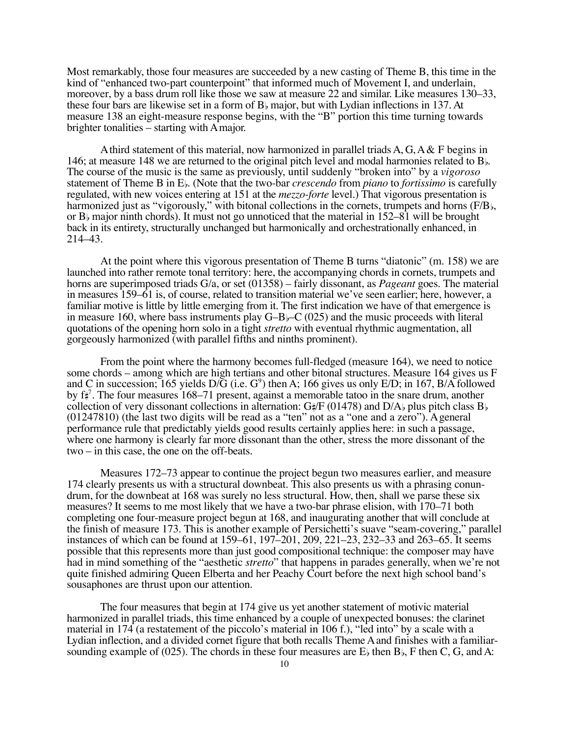Most remarkably, those four measures are succeeded by a new casting of Theme B, this time in the kind of "enhanced two-part counterpoint" that informed much of Movement I, and underlain, moreover, by a bass drum roll like those we saw at measure 22 and similar. Like measures 130–33, these four bars are likewise set in a form of B♭ major, but with Lydian inflections in 137. At measure 138 an eight-measure response begins, with the "B" portion this time turning towards brighter tonalities – starting with A major.

A third statement of this material, now harmonized in parallel triads A, G, A & F begins in 146; at measure 148 we are returned to the original pitch level and modal harmonies related to B♭. The course of the music is the same as previously, until suddenly "broken into" by a *vigoroso* statement of Theme B in E♭. (Note that the two-bar *crescendo* from *piano* to *fortissimo* is carefully regulated, with new voices entering at 151 at the *mezzo-forte* level.) That vigorous presentation is harmonized just as "vigorously," with bitonal collections in the cornets, trumpets and horns (F/B♭, or B♭ major ninth chords). It must not go unnoticed that the material in 152–81 will be brought back in its entirety, structurally unchanged but harmonically and orchestrationally enhanced, in 214–43.

At the point where this vigorous presentation of Theme B turns "diatonic" (m. 158) we are launched into rather remote tonal territory: here, the accompanying chords in cornets, trumpets and horns are superimposed triads G/a, or set (01358) – fairly dissonant, as *Pageant* goes. The material in measures 159–61 is, of course, related to transition material we've seen earlier; here, however, a familiar motive is little by little emerging from it. The first indication we have of that emergence is in measure 160, where bass instruments play G–B♭–C (025) and the music proceeds with literal quotations of the opening horn solo in a tight *stretto* with eventual rhythmic augmentation, all gorgeously harmonized (with parallel fifths and ninths prominent).

From the point where the harmony becomes full-fledged (measure 164), we need to notice some chords – among which are high tertians and other bitonal structures. Measure 164 gives us F and C in succession; 165 yields D/G (i.e. $G^9$) then A; 166 gives us only E/D; in 167, B/A followed by $f\sharp^7$. The four measures 168–71 present, against a memorable tatoo in the snare drum, another collection of very dissonant collections in alternation: G♯/F (01478) and D/A♭ plus pitch class B♭ (01247810) (the last two digits will be read as a "ten" not as a "one and a zero"). A general performance rule that predictably yields good results certainly applies here: in such a passage, where one harmony is clearly far more dissonant than the other, stress the more dissonant of the two – in this case, the one on the off-beats.

Measures 172–73 appear to continue the project begun two measures earlier, and measure 174 clearly presents us with a structural downbeat. This also presents us with a phrasing conundrum, for the downbeat at 168 was surely no less structural. How, then, shall we parse these six measures? It seems to me most likely that we have a two-bar phrase elision, with 170–71 both completing one four-measure project begun at 168, and inaugurating another that will conclude at the finish of measure 173. This is another example of Persichetti's suave "seam-covering," parallel instances of which can be found at 159–61, 197–201, 209, 221–23, 232–33 and 263–65. It seems possible that this represents more than just good compositional technique: the composer may have had in mind something of the "aesthetic *stretto*" that happens in parades generally, when we're not quite finished admiring Queen Elberta and her Peachy Court before the next high school band's sousaphones are thrust upon our attention.

The four measures that begin at 174 give us yet another statement of motivic material harmonized in parallel triads, this time enhanced by a couple of unexpected bonuses: the clarinet material in 174 (a restatement of the piccolo's material in 106 f.), "led into" by a scale with a Lydian inflection, and a divided cornet figure that both recalls Theme A and finishes with a familiar-sounding example of (025). The chords in these four measures are E♭ then B♭, F then C, G, and A: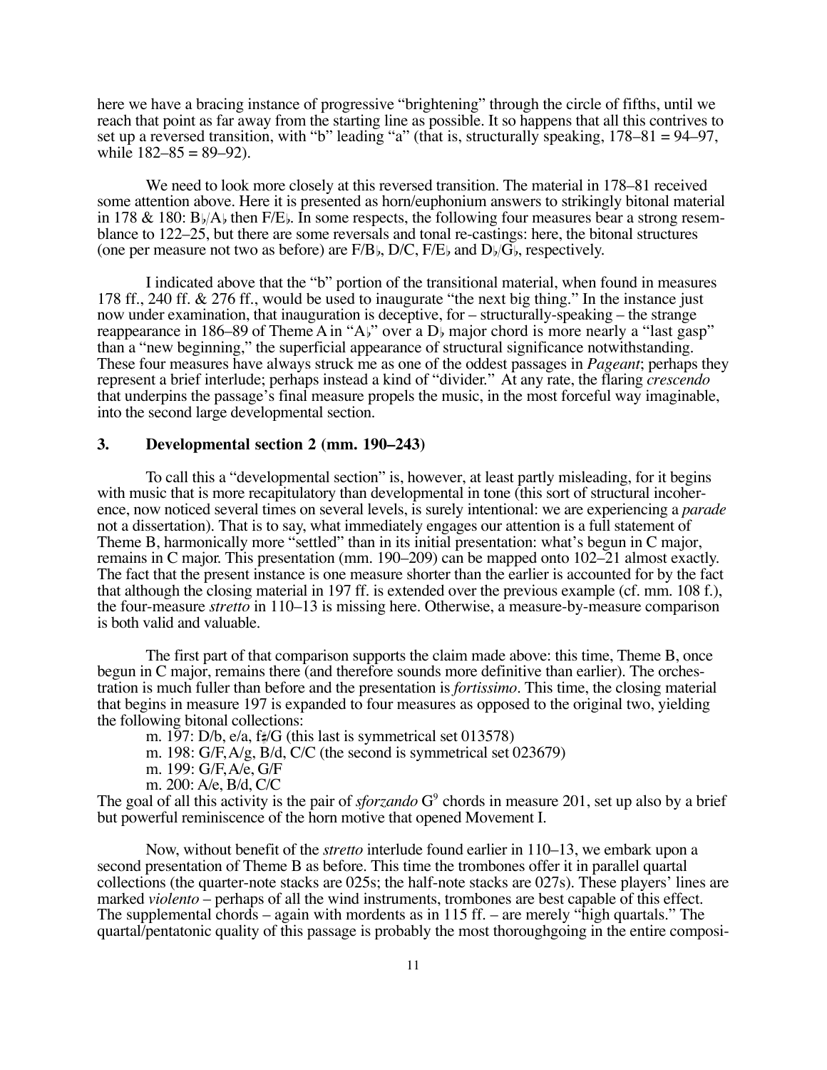here we have a bracing instance of progressive "brightening" through the circle of fifths, until we reach that point as far away from the starting line as possible. It so happens that all this contrives to set up a reversed transition, with "b" leading "a" (that is, structurally speaking, 178–81 = 94–97, while 182–85 = 89–92).

We need to look more closely at this reversed transition. The material in 178–81 received some attention above. Here it is presented as horn/euphonium answers to strikingly bitonal material in 178 & 180: B♭/A♭ then F/E♭. In some respects, the following four measures bear a strong resemblance to 122–25, but there are some reversals and tonal re-castings: here, the bitonal structures (one per measure not two as before) are F/B♭, D/C, F/E♭ and D♭/G♭, respectively.

I indicated above that the "b" portion of the transitional material, when found in measures 178 ff., 240 ff. & 276 ff., would be used to inaugurate "the next big thing." In the instance just now under examination, that inauguration is deceptive, for – structurally-speaking – the strange reappearance in 186–89 of Theme A in "A♭" over a D♭ major chord is more nearly a "last gasp" than a "new beginning," the superficial appearance of structural significance notwithstanding. These four measures have always struck me as one of the oddest passages in *Pageant*; perhaps they represent a brief interlude; perhaps instead a kind of "divider." At any rate, the flaring *crescendo* that underpins the passage's final measure propels the music, in the most forceful way imaginable, into the second large developmental section.

### 3. Developmental section 2 (mm. 190–243)

To call this a "developmental section" is, however, at least partly misleading, for it begins with music that is more recapitulatory than developmental in tone (this sort of structural incoherence, now noticed several times on several levels, is surely intentional: we are experiencing a *parade* not a dissertation). That is to say, what immediately engages our attention is a full statement of Theme B, harmonically more "settled" than in its initial presentation: what's begun in C major, remains in C major. This presentation (mm. 190–209) can be mapped onto 102–21 almost exactly. The fact that the present instance is one measure shorter than the earlier is accounted for by the fact that although the closing material in 197 ff. is extended over the previous example (cf. mm. 108 f.), the four-measure *stretto* in 110–13 is missing here. Otherwise, a measure-by-measure comparison is both valid and valuable.

The first part of that comparison supports the claim made above: this time, Theme B, once begun in C major, remains there (and therefore sounds more definitive than earlier). The orchestration is much fuller than before and the presentation is *fortissimo*. This time, the closing material that begins in measure 197 is expanded to four measures as opposed to the original two, yielding the following bitonal collections:

m. 197: D/b, e/a, f♯/G (this last is symmetrical set 013578)
m. 198: G/F, A/g, B/d, C/C (the second is symmetrical set 023679)
m. 199: G/F, A/e, G/F
m. 200: A/e, B/d, C/C

The goal of all this activity is the pair of *sforzando* $G^9$ chords in measure 201, set up also by a brief but powerful reminiscence of the horn motive that opened Movement I.

Now, without benefit of the *stretto* interlude found earlier in 110–13, we embark upon a second presentation of Theme B as before. This time the trombones offer it in parallel quartal collections (the quarter-note stacks are 025s; the half-note stacks are 027s). These players' lines are marked *violento* – perhaps of all the wind instruments, trombones are best capable of this effect. The supplemental chords – again with mordents as in 115 ff. – are merely "high quartals." The quartal/pentatonic quality of this passage is probably the most thoroughgoing in the entire composi-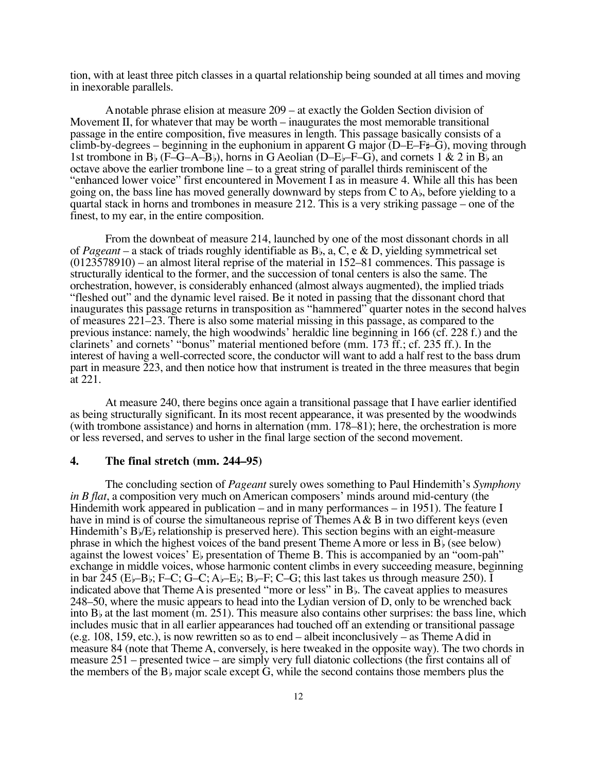tion, with at least three pitch classes in a quartal relationship being sounded at all times and moving in inexorable parallels.

A notable phrase elision at measure 209 – at exactly the Golden Section division of Movement II, for whatever that may be worth – inaugurates the most memorable transitional passage in the entire composition, five measures in length. This passage basically consists of a climb-by-degrees – beginning in the euphonium in apparent G major (D–E–F♯–G), moving through 1st trombone in B♭ (F–G–A–B♭), horns in G Aeolian (D–E♭–F–G), and cornets 1 & 2 in B♭ an octave above the earlier trombone line – to a great string of parallel thirds reminiscent of the "enhanced lower voice" first encountered in Movement I as in measure 4. While all this has been going on, the bass line has moved generally downward by steps from C to A♭, before yielding to a quartal stack in horns and trombones in measure 212. This is a very striking passage – one of the finest, to my ear, in the entire composition.

From the downbeat of measure 214, launched by one of the most dissonant chords in all of *Pageant* – a stack of triads roughly identifiable as B♭, a, C, e & D, yielding symmetrical set (0123578910) – an almost literal reprise of the material in 152–81 commences. This passage is structurally identical to the former, and the succession of tonal centers is also the same. The orchestration, however, is considerably enhanced (almost always augmented), the implied triads "fleshed out" and the dynamic level raised. Be it noted in passing that the dissonant chord that inaugurates this passage returns in transposition as "hammered" quarter notes in the second halves of measures 221–23. There is also some material missing in this passage, as compared to the previous instance: namely, the high woodwinds' heraldic line beginning in 166 (cf. 228 f.) and the clarinets' and cornets' "bonus" material mentioned before (mm. 173 ff.; cf. 235 ff.). In the interest of having a well-corrected score, the conductor will want to add a half rest to the bass drum part in measure 223, and then notice how that instrument is treated in the three measures that begin at 221.

At measure 240, there begins once again a transitional passage that I have earlier identified as being structurally significant. In its most recent appearance, it was presented by the woodwinds (with trombone assistance) and horns in alternation (mm. 178–81); here, the orchestration is more or less reversed, and serves to usher in the final large section of the second movement.

### 4. The final stretch (mm. 244–95)

The concluding section of *Pageant* surely owes something to Paul Hindemith's *Symphony in B flat*, a composition very much on American composers' minds around mid-century (the Hindemith work appeared in publication – and in many performances – in 1951). The feature I have in mind is of course the simultaneous reprise of Themes A & B in two different keys (even Hindemith's B♭/E♭ relationship is preserved here). This section begins with an eight-measure phrase in which the highest voices of the band present Theme A more or less in B♭ (see below) against the lowest voices' E♭ presentation of Theme B. This is accompanied by an "oom-pah" exchange in middle voices, whose harmonic content climbs in every succeeding measure, beginning in bar 245 (E♭–B♭; F–C; G–C; A♭–E♭; B♭–F; C–G; this last takes us through measure 250). I indicated above that Theme A is presented "more or less" in B♭. The caveat applies to measures 248–50, where the music appears to head into the Lydian version of D, only to be wrenched back into B♭ at the last moment (m. 251). This measure also contains other surprises: the bass line, which includes music that in all earlier appearances had touched off an extending or transitional passage (e.g. 108, 159, etc.), is now rewritten so as to end – albeit inconclusively – as Theme A did in measure 84 (note that Theme A, conversely, is here tweaked in the opposite way). The two chords in measure 251 – presented twice – are simply very full diatonic collections (the first contains all of the members of the B♭ major scale except G, while the second contains those members plus the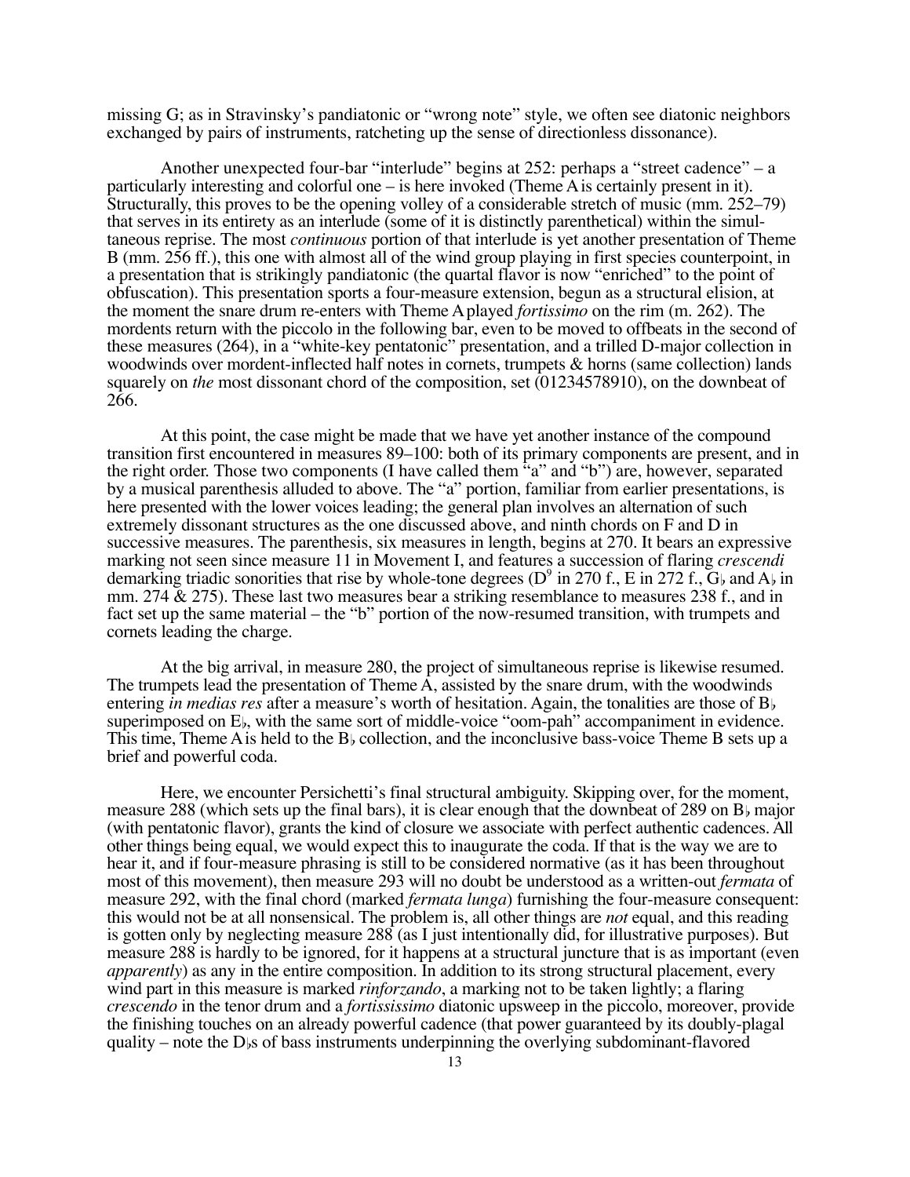missing G; as in Stravinsky's pandiatonic or "wrong note" style, we often see diatonic neighbors exchanged by pairs of instruments, ratcheting up the sense of directionless dissonance).

Another unexpected four-bar "interlude" begins at 252: perhaps a "street cadence" – a particularly interesting and colorful one – is here invoked (Theme A is certainly present in it). Structurally, this proves to be the opening volley of a considerable stretch of music (mm. 252–79) that serves in its entirety as an interlude (some of it is distinctly parenthetical) within the simultaneous reprise. The most *continuous* portion of that interlude is yet another presentation of Theme B (mm. 256 ff.), this one with almost all of the wind group playing in first species counterpoint, in a presentation that is strikingly pandiatonic (the quartal flavor is now "enriched" to the point of obfuscation). This presentation sports a four-measure extension, begun as a structural elision, at the moment the snare drum re-enters with Theme A played *fortissimo* on the rim (m. 262). The mordents return with the piccolo in the following bar, even to be moved to offbeats in the second of these measures (264), in a "white-key pentatonic" presentation, and a trilled D-major collection in woodwinds over mordent-inflected half notes in cornets, trumpets & horns (same collection) lands squarely on *the* most dissonant chord of the composition, set (01234578910), on the downbeat of 266.

At this point, the case might be made that we have yet another instance of the compound transition first encountered in measures 89–100: both of its primary components are present, and in the right order. Those two components (I have called them "a" and "b") are, however, separated by a musical parenthesis alluded to above. The "a" portion, familiar from earlier presentations, is here presented with the lower voices leading; the general plan involves an alternation of such extremely dissonant structures as the one discussed above, and ninth chords on F and D in successive measures. The parenthesis, six measures in length, begins at 270. It bears an expressive marking not seen since measure 11 in Movement I, and features a succession of flaring *crescendi* demarking triadic sonorities that rise by whole-tone degrees ($D^9$ in 270 f., E in 272 f., G♭ and A♭ in mm. 274 & 275). These last two measures bear a striking resemblance to measures 238 f., and in fact set up the same material – the "b" portion of the now-resumed transition, with trumpets and cornets leading the charge.

At the big arrival, in measure 280, the project of simultaneous reprise is likewise resumed. The trumpets lead the presentation of Theme A, assisted by the snare drum, with the woodwinds entering *in medias res* after a measure's worth of hesitation. Again, the tonalities are those of B♭ superimposed on E♭, with the same sort of middle-voice "oom-pah" accompaniment in evidence. This time, Theme A is held to the B♭ collection, and the inconclusive bass-voice Theme B sets up a brief and powerful coda.

Here, we encounter Persichetti's final structural ambiguity. Skipping over, for the moment, measure 288 (which sets up the final bars), it is clear enough that the downbeat of 289 on B♭ major (with pentatonic flavor), grants the kind of closure we associate with perfect authentic cadences. All other things being equal, we would expect this to inaugurate the coda. If that is the way we are to hear it, and if four-measure phrasing is still to be considered normative (as it has been throughout most of this movement), then measure 293 will no doubt be understood as a written-out *fermata* of measure 292, with the final chord (marked *fermata lunga*) furnishing the four-measure consequent: this would not be at all nonsensical. The problem is, all other things are *not* equal, and this reading is gotten only by neglecting measure 288 (as I just intentionally did, for illustrative purposes). But measure 288 is hardly to be ignored, for it happens at a structural juncture that is as important (even *apparently*) as any in the entire composition. In addition to its strong structural placement, every wind part in this measure is marked *rinforzando*, a marking not to be taken lightly; a flaring *crescendo* in the tenor drum and a *fortississimo* diatonic upsweep in the piccolo, moreover, provide the finishing touches on an already powerful cadence (that power guaranteed by its doubly-plagal quality – note the D♭s of bass instruments underpinning the overlying subdominant-flavored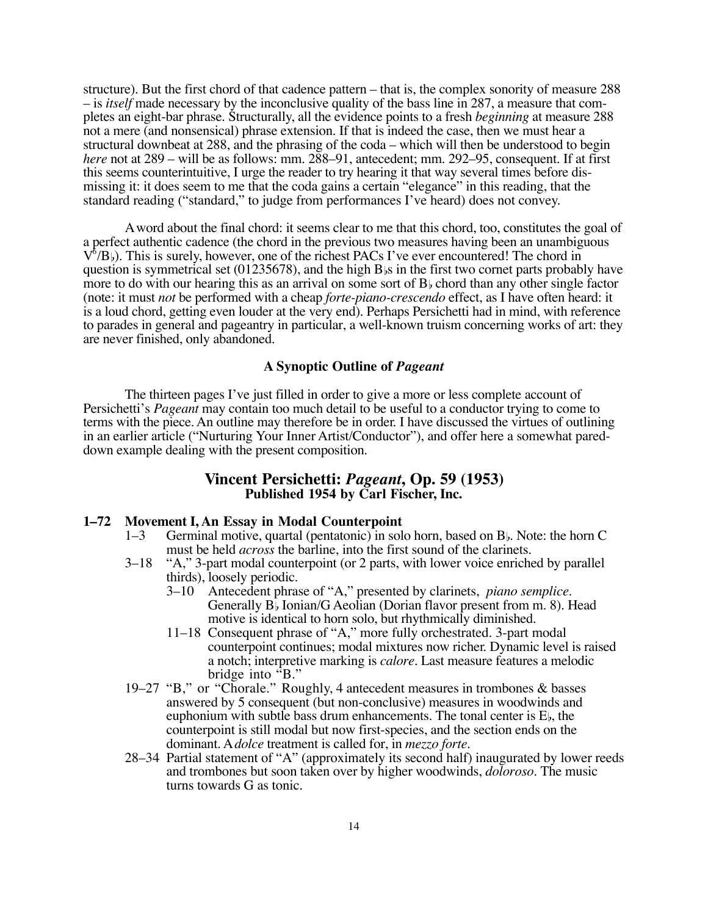structure). But the first chord of that cadence pattern – that is, the complex sonority of measure 288 – is *itself* made necessary by the inconclusive quality of the bass line in 287, a measure that completes an eight-bar phrase. Structurally, all the evidence points to a fresh *beginning* at measure 288 not a mere (and nonsensical) phrase extension. If that is indeed the case, then we must hear a structural downbeat at 288, and the phrasing of the coda – which will then be understood to begin *here* not at 289 – will be as follows: mm. 288–91, antecedent; mm. 292–95, consequent. If at first this seems counterintuitive, I urge the reader to try hearing it that way several times before dismissing it: it does seem to me that the coda gains a certain "elegance" in this reading, that the standard reading ("standard," to judge from performances I've heard) does not convey.

A word about the final chord: it seems clear to me that this chord, too, constitutes the goal of a perfect authentic cadence (the chord in the previous two measures having been an unambiguous $V^6$/B♭). This is surely, however, one of the richest PACs I've ever encountered! The chord in question is symmetrical set (01235678), and the high B♭s in the first two cornet parts probably have more to do with our hearing this as an arrival on some sort of B♭ chord than any other single factor (note: it must *not* be performed with a cheap *forte-piano-crescendo* effect, as I have often heard: it is a loud chord, getting even louder at the very end). Perhaps Persichetti had in mind, with reference to parades in general and pageantry in particular, a well-known truism concerning works of art: they are never finished, only abandoned.

### A Synoptic Outline of *Pageant*

The thirteen pages I've just filled in order to give a more or less complete account of Persichetti's *Pageant* may contain too much detail to be useful to a conductor trying to come to terms with the piece. An outline may therefore be in order. I have discussed the virtues of outlining in an earlier article ("Nurturing Your Inner Artist/Conductor"), and offer here a somewhat pared-down example dealing with the present composition.

## Vincent Persichetti: *Pageant*, Op. 59 (1953)
**Published 1954 by Carl Fischer, Inc.**

**1–72 Movement I, An Essay in Modal Counterpoint**

- 1–3 Germinal motive, quartal (pentatonic) in solo horn, based on B♭. Note: the horn C must be held *across* the barline, into the first sound of the clarinets.
- 3–18 "A," 3-part modal counterpoint (or 2 parts, with lower voice enriched by parallel thirds), loosely periodic.
  - 3–10 Antecedent phrase of "A," presented by clarinets, *piano semplice*. Generally B♭ Ionian/G Aeolian (Dorian flavor present from m. 8). Head motive is identical to horn solo, but rhythmically diminished.
  - 11–18 Consequent phrase of "A," more fully orchestrated. 3-part modal counterpoint continues; modal mixtures now richer. Dynamic level is raised a notch; interpretive marking is *calore*. Last measure features a melodic bridge into "B."
- 19–27 "B," or "Chorale." Roughly, 4 antecedent measures in trombones & basses answered by 5 consequent (but non-conclusive) measures in woodwinds and euphonium with subtle bass drum enhancements. The tonal center is E♭, the counterpoint is still modal but now first-species, and the section ends on the dominant. A *dolce* treatment is called for, in *mezzo forte*.
- 28–34 Partial statement of "A" (approximately its second half) inaugurated by lower reeds and trombones but soon taken over by higher woodwinds, *doloroso*. The music turns towards G as tonic.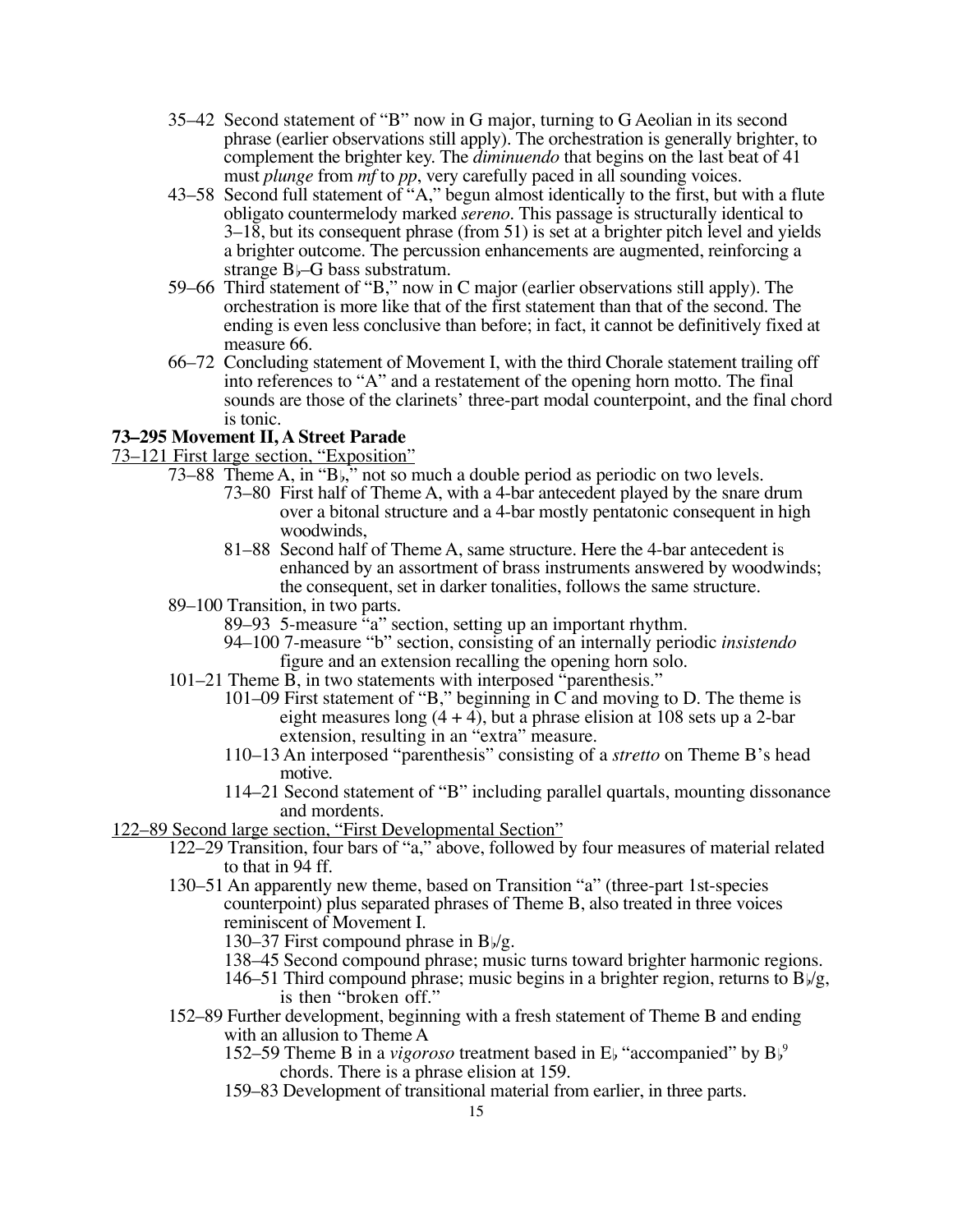- 35–42 Second statement of “B” now in G major, turning to G Aeolian in its second phrase (earlier observations still apply). The orchestration is generally brighter, to complement the brighter key. The *diminuendo* that begins on the last beat of 41 must *plunge* from *mf* to *pp*, very carefully paced in all sounding voices.
- 43–58 Second full statement of “A,” begun almost identically to the first, but with a flute obligato countermelody marked *sereno*. This passage is structurally identical to 3–18, but its consequent phrase (from 51) is set at a brighter pitch level and yields a brighter outcome. The percussion enhancements are augmented, reinforcing a strange B♭–G bass substratum.
- 59–66 Third statement of “B,” now in C major (earlier observations still apply). The orchestration is more like that of the first statement than that of the second. The ending is even less conclusive than before; in fact, it cannot be definitively fixed at measure 66.
- 66–72 Concluding statement of Movement I, with the third Chorale statement trailing off into references to “A” and a restatement of the opening horn motto. The final sounds are those of the clarinets’ three-part modal counterpoint, and the final chord is tonic.

**73–295 Movement II, A Street Parade**

<u>73–121 First large section, “Exposition”</u>

- 73–88 Theme A, in “B♭,” not so much a double period as periodic on two levels.
  - 73–80 First half of Theme A, with a 4-bar antecedent played by the snare drum over a bitonal structure and a 4-bar mostly pentatonic consequent in high woodwinds,
  - 81–88 Second half of Theme A, same structure. Here the 4-bar antecedent is enhanced by an assortment of brass instruments answered by woodwinds; the consequent, set in darker tonalities, follows the same structure.
- 89–100 Transition, in two parts.
  - 89–93 5-measure “a” section, setting up an important rhythm.
  - 94–100 7-measure “b” section, consisting of an internally periodic *insistendo* figure and an extension recalling the opening horn solo.
- 101–21 Theme B, in two statements with interposed “parenthesis.”
  - 101–09 First statement of “B,” beginning in C and moving to D. The theme is eight measures long (4 + 4), but a phrase elision at 108 sets up a 2-bar extension, resulting in an “extra” measure.
  - 110–13 An interposed “parenthesis” consisting of a *stretto* on Theme B’s head motive.
  - 114–21 Second statement of “B” including parallel quartals, mounting dissonance and mordents.

<u>122–89 Second large section, “First Developmental Section”</u>

- 122–29 Transition, four bars of “a,” above, followed by four measures of material related to that in 94 ff.
- 130–51 An apparently new theme, based on Transition “a” (three-part 1st-species counterpoint) plus separated phrases of Theme B, also treated in three voices reminiscent of Movement I.
  - 130–37 First compound phrase in B♭/g.
  - 138–45 Second compound phrase; music turns toward brighter harmonic regions.
  - 146–51 Third compound phrase; music begins in a brighter region, returns to B♭/g, is then “broken off.”
- 152–89 Further development, beginning with a fresh statement of Theme B and ending with an allusion to Theme A
  - 152–59 Theme B in a *vigoroso* treatment based in E♭ “accompanied” by B♭$^{9}$ chords. There is a phrase elision at 159.
  - 159–83 Development of transitional material from earlier, in three parts.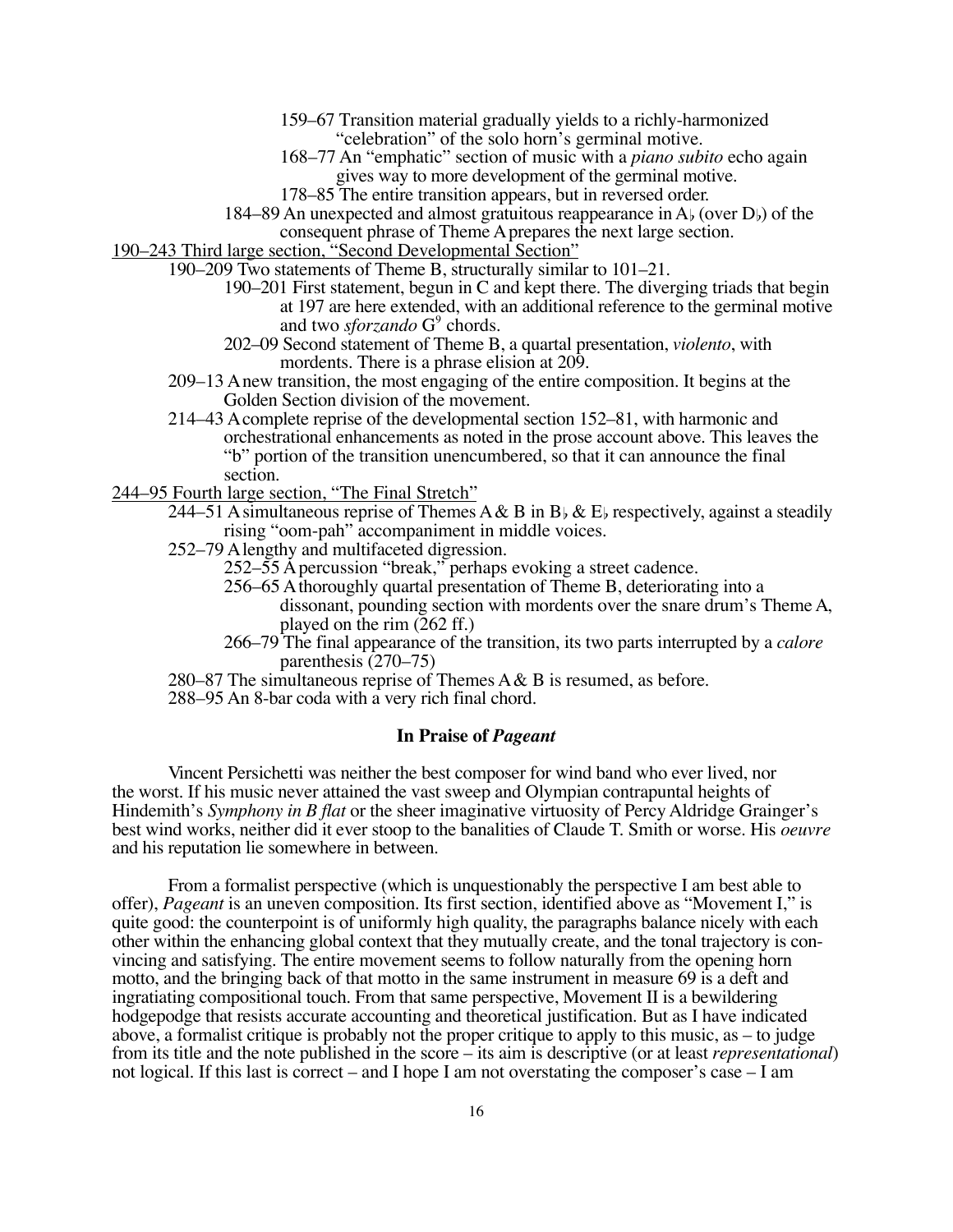- 159–67 Transition material gradually yields to a richly-harmonized “celebration” of the solo horn’s germinal motive.
- 168–77 An “emphatic” section of music with a *piano subito* echo again gives way to more development of the germinal motive.
- 178–85 The entire transition appears, but in reversed order.

184–89 An unexpected and almost gratuitous reappearance in A♭ (over D♭) of the consequent phrase of Theme A prepares the next large section.

<u>190–243 Third large section, “Second Developmental Section”</u>

190–209 Two statements of Theme B, structurally similar to 101–21.

- 190–201 First statement, begun in C and kept there. The diverging triads that begin at 197 are here extended, with an additional reference to the germinal motive and two *sforzando* $G^9$ chords.
- 202–09 Second statement of Theme B, a quartal presentation, *violento*, with mordents. There is a phrase elision at 209.

209–13 A new transition, the most engaging of the entire composition. It begins at the Golden Section division of the movement.

214–43 A complete reprise of the developmental section 152–81, with harmonic and orchestrational enhancements as noted in the prose account above. This leaves the “b” portion of the transition unencumbered, so that it can announce the final section.

<u>244–95 Fourth large section, “The Final Stretch”</u>

244–51 A simultaneous reprise of Themes A & B in B♭ & E♭ respectively, against a steadily rising “oom-pah” accompaniment in middle voices.

252–79 A lengthy and multifaceted digression.

- 252–55 A percussion “break,” perhaps evoking a street cadence.
- 256–65 A thoroughly quartal presentation of Theme B, deteriorating into a dissonant, pounding section with mordents over the snare drum’s Theme A, played on the rim (262 ff.)
- 266–79 The final appearance of the transition, its two parts interrupted by a *calore* parenthesis (270–75)

280–87 The simultaneous reprise of Themes A & B is resumed, as before.

288–95 An 8-bar coda with a very rich final chord.

### In Praise of *Pageant*

Vincent Persichetti was neither the best composer for wind band who ever lived, nor the worst. If his music never attained the vast sweep and Olympian contrapuntal heights of Hindemith’s *Symphony in B flat* or the sheer imaginative virtuosity of Percy Aldridge Grainger’s best wind works, neither did it ever stoop to the banalities of Claude T. Smith or worse. His *oeuvre* and his reputation lie somewhere in between.

From a formalist perspective (which is unquestionably the perspective I am best able to offer), *Pageant* is an uneven composition. Its first section, identified above as “Movement I,” is quite good: the counterpoint is of uniformly high quality, the paragraphs balance nicely with each other within the enhancing global context that they mutually create, and the tonal trajectory is convincing and satisfying. The entire movement seems to follow naturally from the opening horn motto, and the bringing back of that motto in the same instrument in measure 69 is a deft and ingratiating compositional touch. From that same perspective, Movement II is a bewildering hodgepodge that resists accurate accounting and theoretical justification. But as I have indicated above, a formalist critique is probably not the proper critique to apply to this music, as – to judge from its title and the note published in the score – its aim is descriptive (or at least *representational*) not logical. If this last is correct – and I hope I am not overstating the composer’s case – I am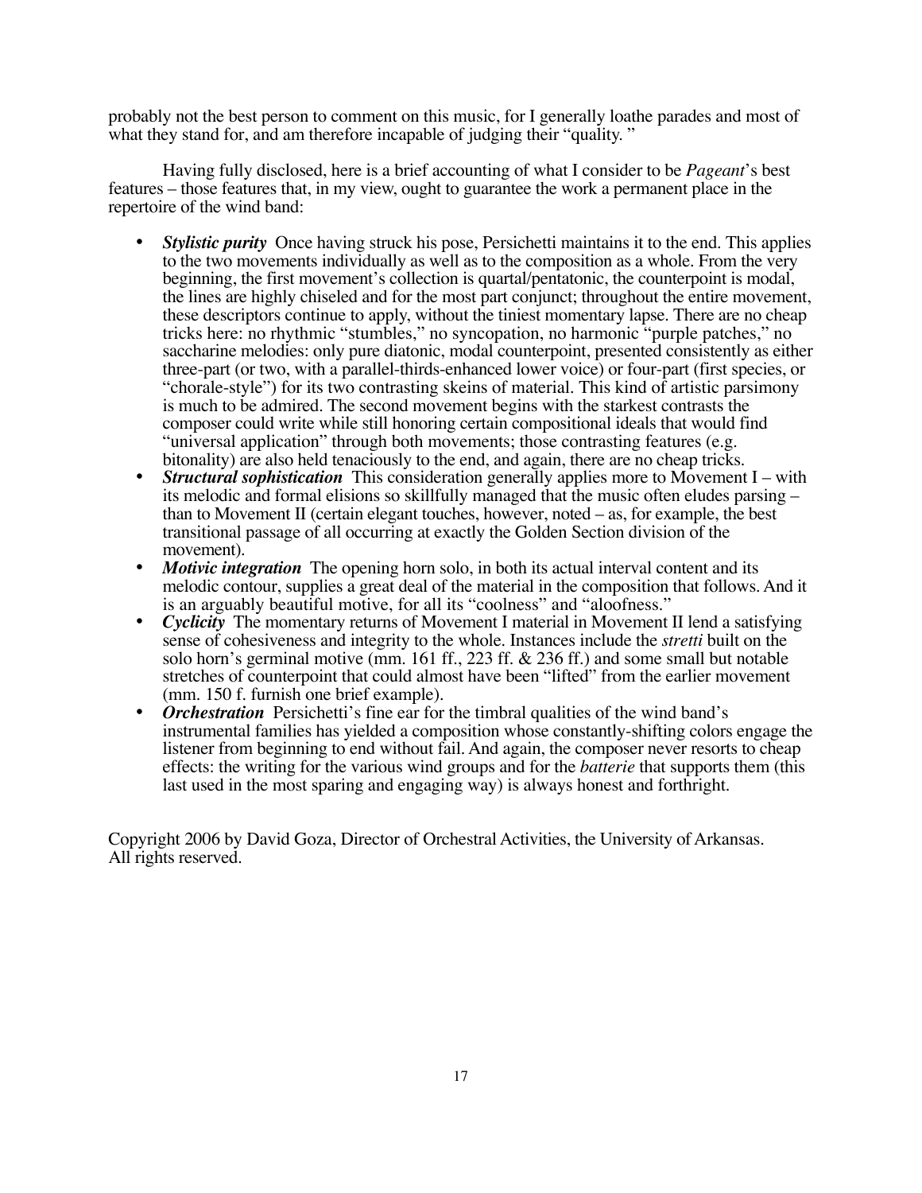probably not the best person to comment on this music, for I generally loathe parades and most of what they stand for, and am therefore incapable of judging their "quality. "

Having fully disclosed, here is a brief accounting of what I consider to be *Pageant*'s best features – those features that, in my view, ought to guarantee the work a permanent place in the repertoire of the wind band:

- ***Stylistic purity*** Once having struck his pose, Persichetti maintains it to the end. This applies to the two movements individually as well as to the composition as a whole. From the very beginning, the first movement's collection is quartal/pentatonic, the counterpoint is modal, the lines are highly chiseled and for the most part conjunct; throughout the entire movement, these descriptors continue to apply, without the tiniest momentary lapse. There are no cheap tricks here: no rhythmic "stumbles," no syncopation, no harmonic "purple patches," no saccharine melodies: only pure diatonic, modal counterpoint, presented consistently as either three-part (or two, with a parallel-thirds-enhanced lower voice) or four-part (first species, or "chorale-style") for its two contrasting skeins of material. This kind of artistic parsimony is much to be admired. The second movement begins with the starkest contrasts the composer could write while still honoring certain compositional ideals that would find "universal application" through both movements; those contrasting features (e.g. bitonality) are also held tenaciously to the end, and again, there are no cheap tricks.
- ***Structural sophistication*** This consideration generally applies more to Movement I – with its melodic and formal elisions so skillfully managed that the music often eludes parsing – than to Movement II (certain elegant touches, however, noted – as, for example, the best transitional passage of all occurring at exactly the Golden Section division of the movement).
- ***Motivic integration*** The opening horn solo, in both its actual interval content and its melodic contour, supplies a great deal of the material in the composition that follows. And it is an arguably beautiful motive, for all its "coolness" and "aloofness."
- ***Cyclicity*** The momentary returns of Movement I material in Movement II lend a satisfying sense of cohesiveness and integrity to the whole. Instances include the *stretti* built on the solo horn's germinal motive (mm. 161 ff., 223 ff. & 236 ff.) and some small but notable stretches of counterpoint that could almost have been "lifted" from the earlier movement (mm. 150 f. furnish one brief example).
- ***Orchestration*** Persichetti's fine ear for the timbral qualities of the wind band's instrumental families has yielded a composition whose constantly-shifting colors engage the listener from beginning to end without fail. And again, the composer never resorts to cheap effects: the writing for the various wind groups and for the *batterie* that supports them (this last used in the most sparing and engaging way) is always honest and forthright.

Copyright 2006 by David Goza, Director of Orchestral Activities, the University of Arkansas.
All rights reserved.